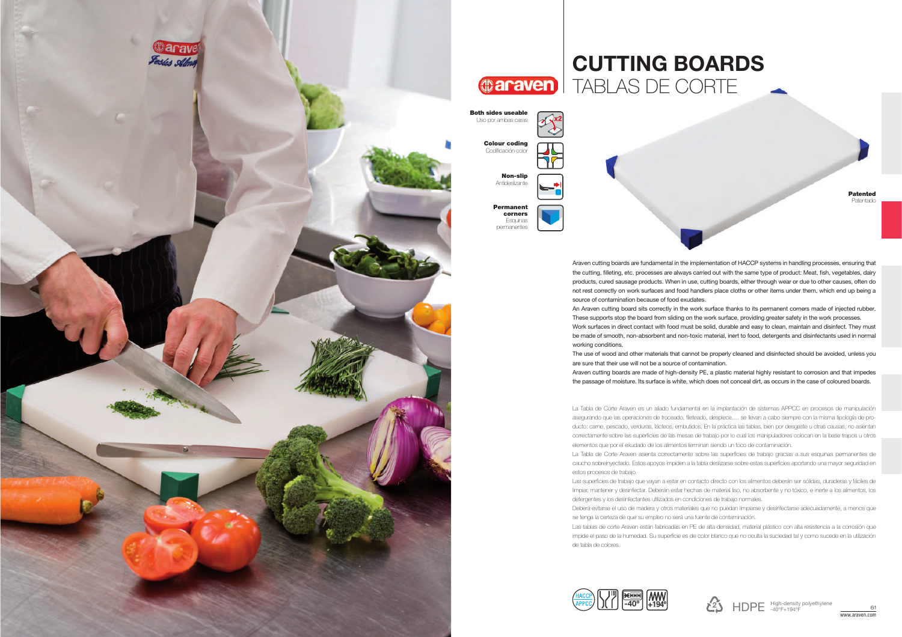# CUTTING BOARDS

## TABLAS DE CORTE

**Both sides useable**
Uso por ambas caras

**Colour coding**
Codificación color

**Non-slip**
Antideslizante

**Permanent corners**
Esquinas permanentes

**Patented**
Patentado

Araven cutting boards are fundamental in the implementation of HACCP systems in handling processes, ensuring that the cutting, filleting, etc. processes are always carried out with the same type of product: Meat, fish, vegetables, dairy products, cured sausage products. When in use, cutting boards, either through wear or due to other causes, often do not rest correctly on work surfaces and food handlers place cloths or other items under them, which end up being a source of contamination because of food exudates.

An Araven cutting board sits correctly in the work surface thanks to its permanent corners made of injected rubber. These supports stop the board from sliding on the work surface, providing greater safety in the work processes.

Work surfaces in direct contact with food must be solid, durable and easy to clean, maintain and disinfect. They must be made of smooth, non-absorbent and non-toxic material, inert to food, detergents and disinfectants used in normal working conditions.

The use of wood and other materials that cannot be properly cleaned and disinfected should be avoided, unless you are sure that their use will not be a source of contamination.

Araven cutting boards are made of high-density PE, a plastic material highly resistant to corrosion and that impedes the passage of moisture. Its surface is white, which does not conceal dirt, as occurs in the case of coloured boards.

La Tabla de Corte Araven es un aliado fundamental en la implantación de sistemas APPCC en procesos de manipulación asegurando que las operaciones de troceado, fileteado, despiece,… se llevan a cabo siempre con la misma tipología de producto: carne, pescado, verduras, lácteos, embutidos. En la práctica las tablas, bien por desgaste u otras causas, no asientan correctamente sobre las superficies de las mesas de trabajo por lo cual los manipuladores colocan en la base trapos u otros elementos que por el exudado de los alimentos terminan siendo un foco de contaminación.

La Tabla de Corte Araven asienta correctamente sobre las superficies de trabajo gracias a sus esquinas permanentes de caucho sobreinyectado. Estos apoyos impiden a la tabla deslizarse sobre estas superficies aportando una mayor seguridad en estos procesos de trabajo.

Las superficies de trabajo que vayan a estar en contacto directo con los alimentos deberán ser sólidas, duraderas y fáciles de limpiar, mantener y desinfectar. Deberán estar hechas de material liso, no absorbente y no tóxico, e inerte a los alimentos, los detergentes y los desinfectantes utilizados en condiciones de trabajo normales.

Deberá evitarse el uso de madera y otros materiales que no puedan limpiarse y desinfectarse adecuadamente, a menos que se tenga la certeza de que su empleo no será una fuente de contaminación.

Las tablas de corte Araven están fabricadas en PE de alta densidad, material plástico con alta resistencia a la corrosión que impide el paso de la humedad. Su superficie es de color blanco que no oculta la suciedad tal y como sucede en la utilización de tabla de colores.

HACCP APPCC | -40° | +194°

HDPE High-density polyethylene -40°F+194°F

www.araven.com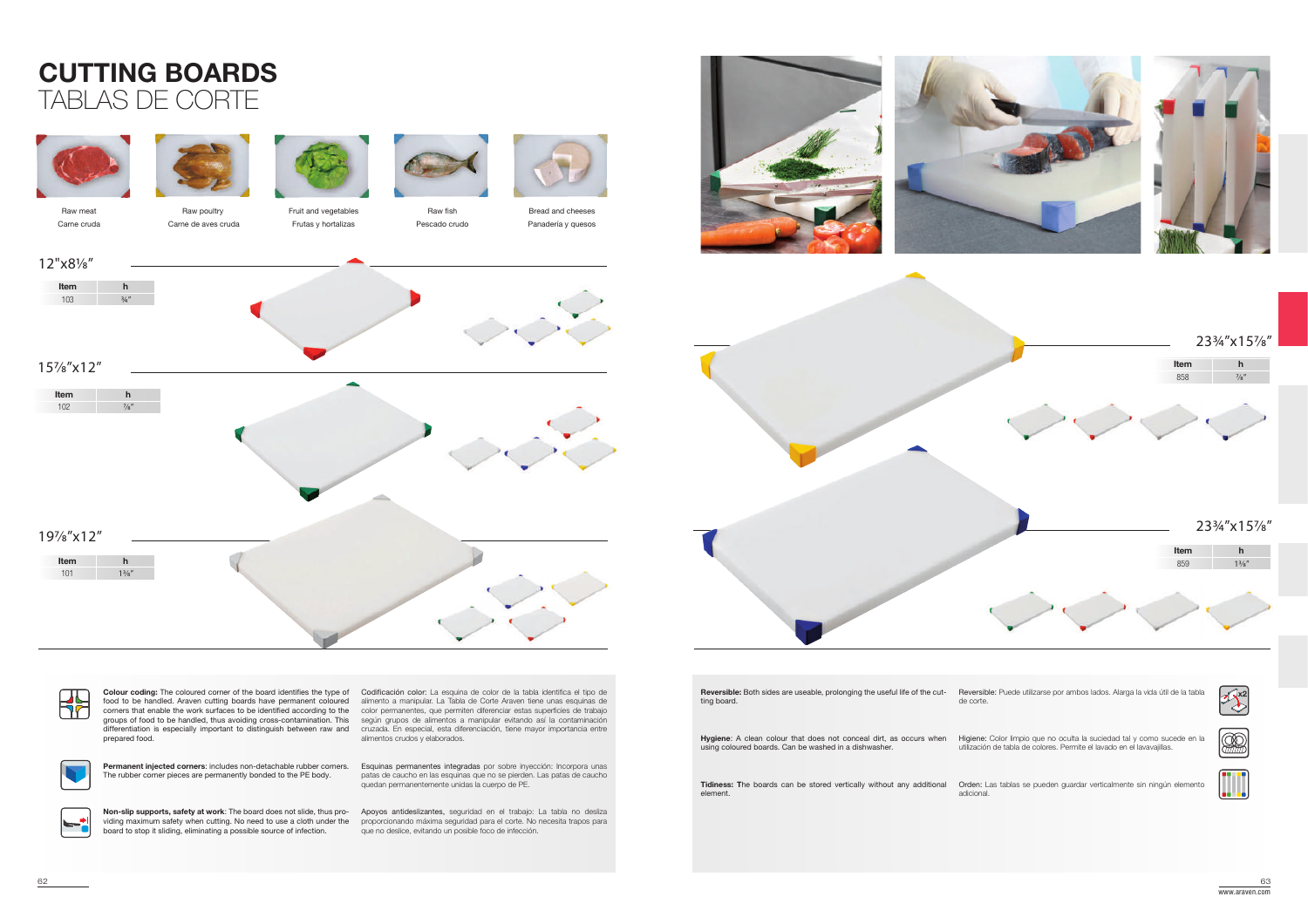# CUTTING BOARDS
# TABLAS DE CORTE

Raw meat
Carne cruda

Raw poultry
Carne de aves cruda

Fruit and vegetables
Frutas y hortalizas

Raw fish
Pescado crudo

Bread and cheeses
Panadería y quesos

## 12"x8⅛"

| Item | h |
|---|---|
| 103 | ¾" |

## 15⅞"x12"

| Item | h |
|---|---|
| 102 | ⅞" |

## 19⅞"x12"

| Item | h |
|---|---|
| 101 | 1⅜" |

## 23¾"x15⅞"

| Item | h |
|---|---|
| 858 | ⅞" |

## 23¾"x15⅞"

| Item | h |
|---|---|
| 859 | 1⅜" |

**Colour coding:** The coloured corner of the board identifies the type of food to be handled. Araven cutting boards have permanent coloured corners that enable the work surfaces to be identified according to the groups of food to be handled, thus avoiding cross-contamination. This differentiation is especially important to distinguish between raw and prepared food.

Codificación color: La esquina de color de la tabla identifica el tipo de alimento a manipular. La Tabla de Corte Araven tiene unas esquinas de color permanentes, que permiten diferenciar estas superficies de trabajo según grupos de alimentos a manipular evitando así la contaminación cruzada. En especial, esta diferenciación, tiene mayor importancia entre alimentos crudos y elaborados.

**Permanent injected corners:** includes non-detachable rubber corners. The rubber corner pieces are permanently bonded to the PE body.

Esquinas permanentes integradas por sobre inyección: Incorpora unas patas de caucho en las esquinas que no se pierden. Las patas de caucho quedan permanentemente unidas la cuerpo de PE.

**Non-slip supports, safety at work:** The board does not slide, thus providing maximum safety when cutting. No need to use a cloth under the board to stop it sliding, eliminating a possible source of infection.

Apoyos antideslizantes, seguridad en el trabajo: La tabla no desliza proporcionando máxima seguridad para el corte. No necesita trapos para que no deslice, evitando un posible foco de infección.

**Reversible:** Both sides are useable, prolonging the useful life of the cutting board.

Reversible: Puede utilizarse por ambos lados. Alarga la vida útil de la tabla de corte.

**Hygiene:** A clean colour that does not conceal dirt, as occurs when using coloured boards. Can be washed in a dishwasher.

Higiene: Color limpio que no oculta la suciedad tal y como sucede en la utilización de tabla de colores. Permite el lavado en el lavavajillas.

**Tidiness:** The boards can be stored vertically without any additional element.

Orden: Las tablas se pueden guardar verticalmente sin ningún elemento adicional.

www.araven.com